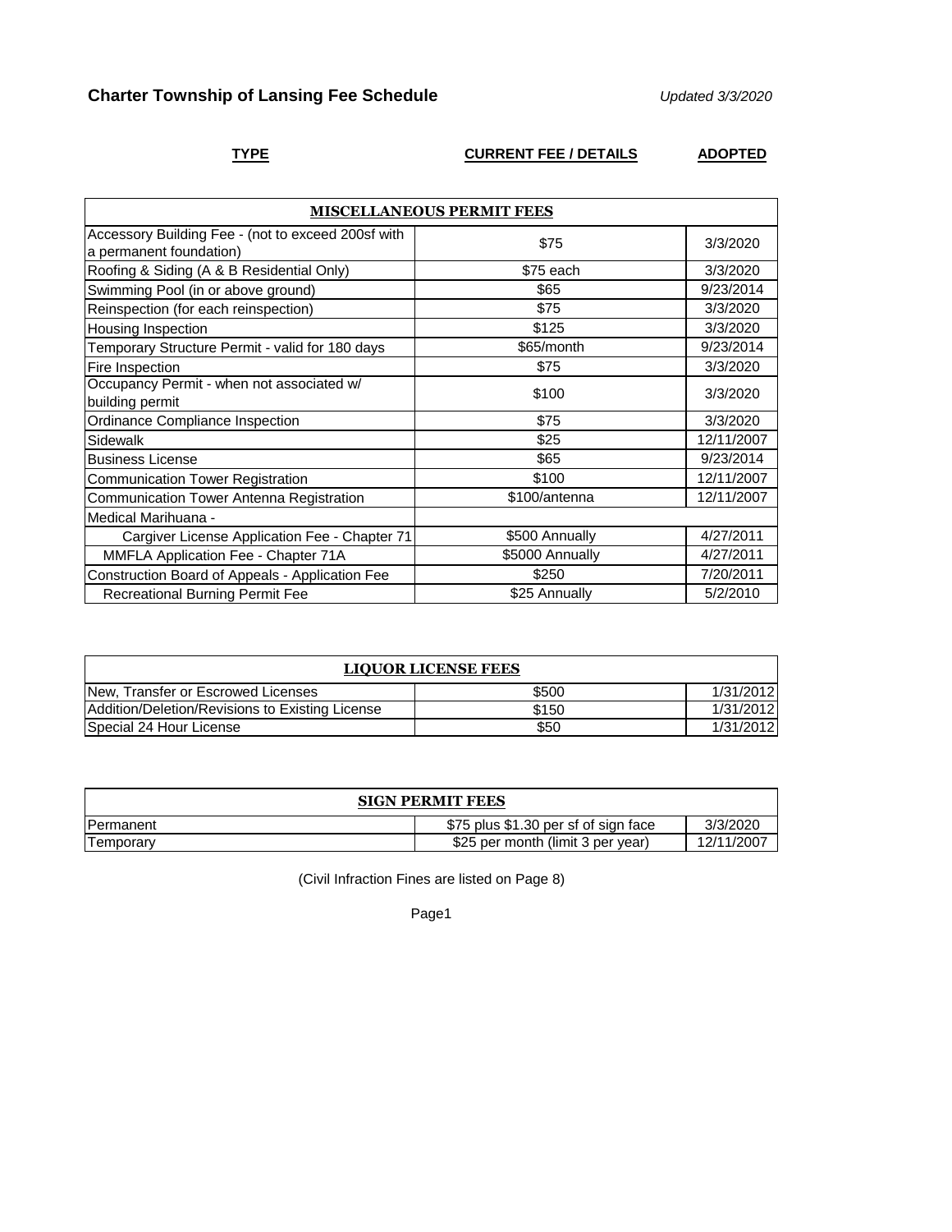# Charter Township of Lansing Fee Schedule

*Updated 3/3/2020*

| TYPE | CURRENT FEE / DETAILS | ADOPTED |
|---|---|---|
| **MISCELLANEOUS PERMIT FEES** | | |
| Accessory Building Fee - (not to exceed 200sf with a permanent foundation) | $75 | 3/3/2020 |
| Roofing & Siding (A & B Residential Only) | $75 each | 3/3/2020 |
| Swimming Pool (in or above ground) | $65 | 9/23/2014 |
| Reinspection (for each reinspection) | $75 | 3/3/2020 |
| Housing Inspection | $125 | 3/3/2020 |
| Temporary Structure Permit - valid for 180 days | $65/month | 9/23/2014 |
| Fire Inspection | $75 | 3/3/2020 |
| Occupancy Permit - when not associated w/ building permit | $100 | 3/3/2020 |
| Ordinance Compliance Inspection | $75 | 3/3/2020 |
| Sidewalk | $25 | 12/11/2007 |
| Business License | $65 | 9/23/2014 |
| Communication Tower Registration | $100 | 12/11/2007 |
| Communication Tower Antenna Registration | $100/antenna | 12/11/2007 |
| Medical Marihuana - | | |
| Cargiver License Application Fee - Chapter 71 | $500 Annually | 4/27/2011 |
| MMFLA Application Fee - Chapter 71A | $5000 Annually | 4/27/2011 |
| Construction Board of Appeals - Application Fee | $250 | 7/20/2011 |
| Recreational Burning Permit Fee | $25 Annually | 5/2/2010 |

| **LIQUOR LICENSE FEES** | | |
|---|---|---|
| New, Transfer or Escrowed Licenses | $500 | 1/31/2012 |
| Addition/Deletion/Revisions to Existing License | $150 | 1/31/2012 |
| Special 24 Hour License | $50 | 1/31/2012 |

| **SIGN PERMIT FEES** | | |
|---|---|---|
| Permanent | $75 plus $1.30 per sf of sign face | 3/3/2020 |
| Temporary | $25 per month (limit 3 per year) | 12/11/2007 |

(Civil Infraction Fines are listed on Page 8)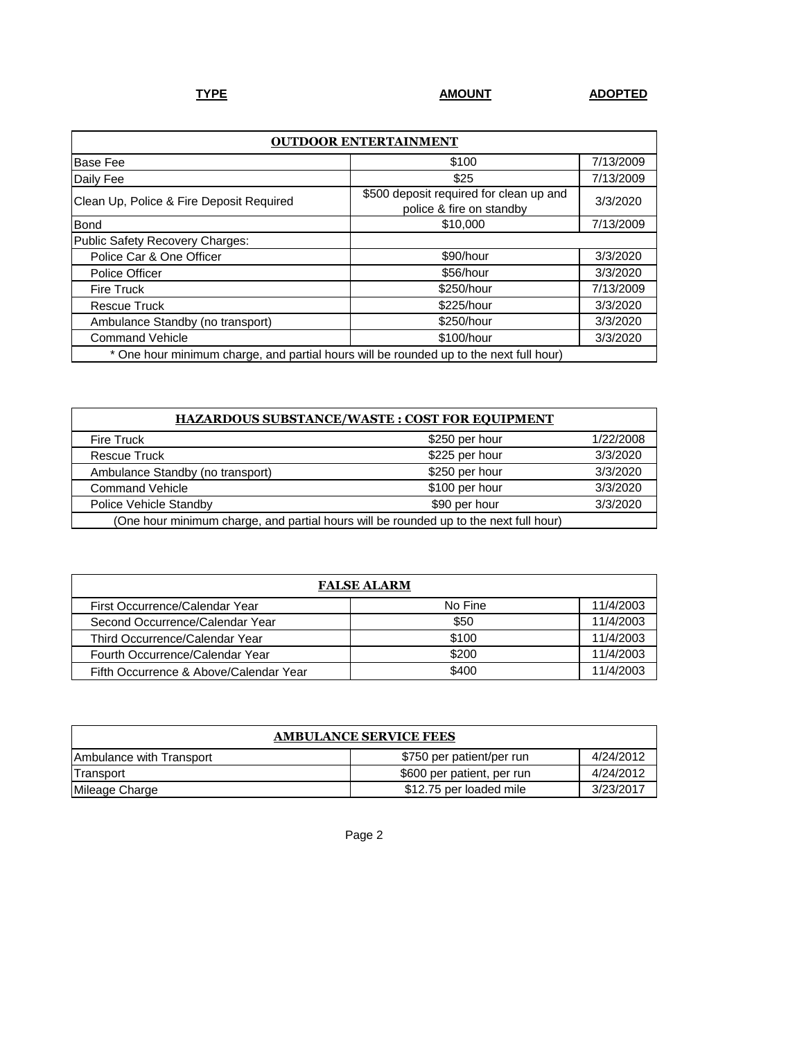| TYPE | AMOUNT | ADOPTED |
|---|---|---|

| OUTDOOR ENTERTAINMENT | | |
|---|---|---|
| Base Fee | $100 | 7/13/2009 |
| Daily Fee | $25 | 7/13/2009 |
| Clean Up, Police & Fire Deposit Required | $500 deposit required for clean up and police & fire on standby | 3/3/2020 |
| Bond | $10,000 | 7/13/2009 |
| Public Safety Recovery Charges: | | |
| Police Car & One Officer | $90/hour | 3/3/2020 |
| Police Officer | $56/hour | 3/3/2020 |
| Fire Truck | $250/hour | 7/13/2009 |
| Rescue Truck | $225/hour | 3/3/2020 |
| Ambulance Standby (no transport) | $250/hour | 3/3/2020 |
| Command Vehicle | $100/hour | 3/3/2020 |
| * One hour minimum charge, and partial hours will be rounded up to the next full hour) | | |

| HAZARDOUS SUBSTANCE/WASTE : COST FOR EQUIPMENT | | |
|---|---|---|
| Fire Truck | $250 per hour | 1/22/2008 |
| Rescue Truck | $225 per hour | 3/3/2020 |
| Ambulance Standby (no transport) | $250 per hour | 3/3/2020 |
| Command Vehicle | $100 per hour | 3/3/2020 |
| Police Vehicle Standby | $90 per hour | 3/3/2020 |
| (One hour minimum charge, and partial hours will be rounded up to the next full hour) | | |

| FALSE ALARM | | |
|---|---|---|
| First Occurrence/Calendar Year | No Fine | 11/4/2003 |
| Second Occurrence/Calendar Year | $50 | 11/4/2003 |
| Third Occurrence/Calendar Year | $100 | 11/4/2003 |
| Fourth Occurrence/Calendar Year | $200 | 11/4/2003 |
| Fifth Occurrence & Above/Calendar Year | $400 | 11/4/2003 |

| AMBULANCE SERVICE FEES | | |
|---|---|---|
| Ambulance with Transport | $750 per patient/per run | 4/24/2012 |
| Transport | $600 per patient, per run | 4/24/2012 |
| Mileage Charge | $12.75 per loaded mile | 3/23/2017 |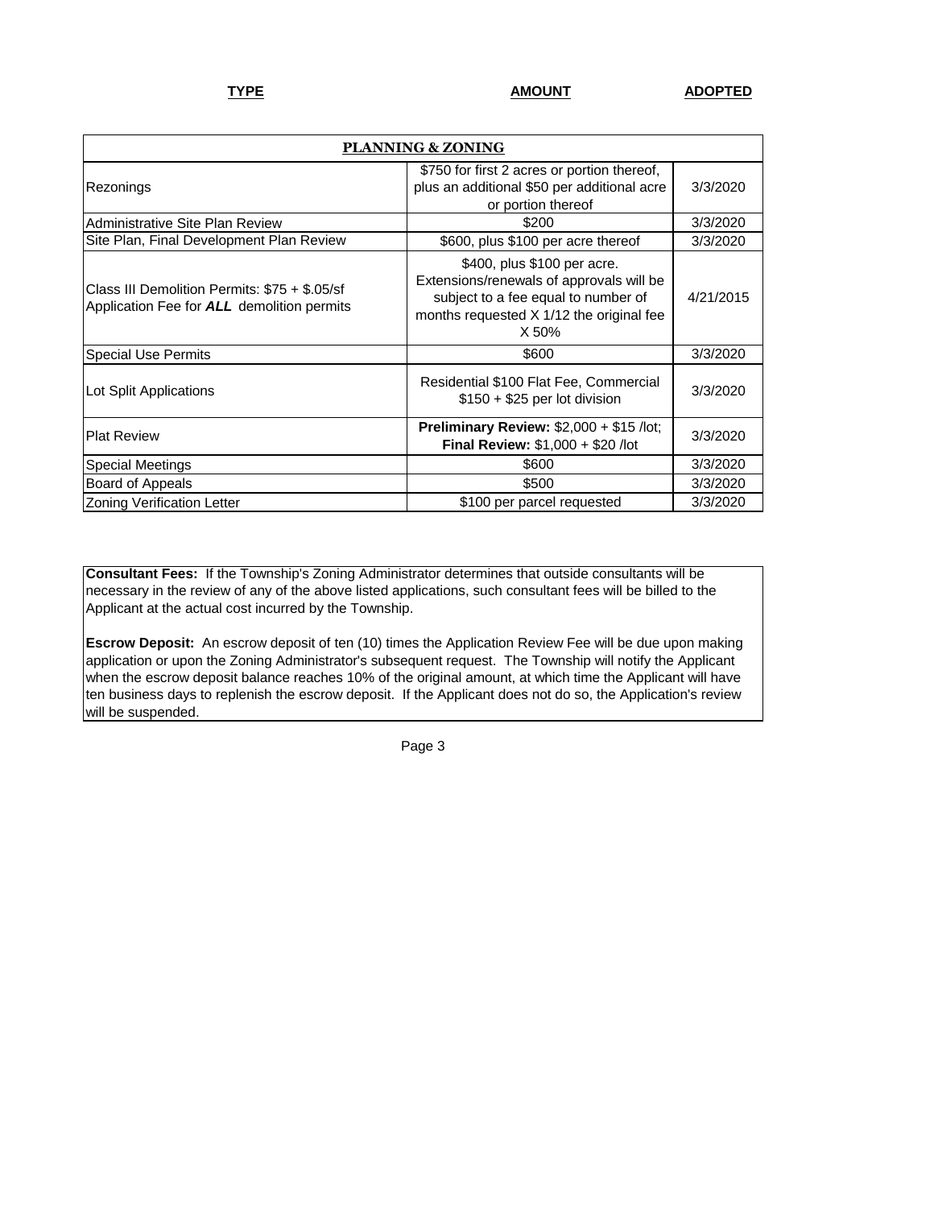| TYPE | AMOUNT | ADOPTED |
|---|---|---|
| **PLANNING & ZONING** | | |
| Rezonings | $750 for first 2 acres or portion thereof, plus an additional $50 per additional acre or portion thereof | 3/3/2020 |
| Administrative Site Plan Review | $200 | 3/3/2020 |
| Site Plan, Final Development Plan Review | $600, plus $100 per acre thereof | 3/3/2020 |
| Class III Demolition Permits: $75 + $.05/sf Application Fee for ***ALL*** demolition permits | $400, plus $100 per acre. Extensions/renewals of approvals will be subject to a fee equal to number of months requested X 1/12 the original fee X 50% | 4/21/2015 |
| Special Use Permits | $600 | 3/3/2020 |
| Lot Split Applications | Residential $100 Flat Fee, Commercial $150 + $25 per lot division | 3/3/2020 |
| Plat Review | **Preliminary Review:** $2,000 + $15 /lot; **Final Review:** $1,000 + $20 /lot | 3/3/2020 |
| Special Meetings | $600 | 3/3/2020 |
| Board of Appeals | $500 | 3/3/2020 |
| Zoning Verification Letter | $100 per parcel requested | 3/3/2020 |

**Consultant Fees:** If the Township's Zoning Administrator determines that outside consultants will be necessary in the review of any of the above listed applications, such consultant fees will be billed to the Applicant at the actual cost incurred by the Township.

**Escrow Deposit:** An escrow deposit of ten (10) times the Application Review Fee will be due upon making application or upon the Zoning Administrator's subsequent request. The Township will notify the Applicant when the escrow deposit balance reaches 10% of the original amount, at which time the Applicant will have ten business days to replenish the escrow deposit. If the Applicant does not do so, the Application's review will be suspended.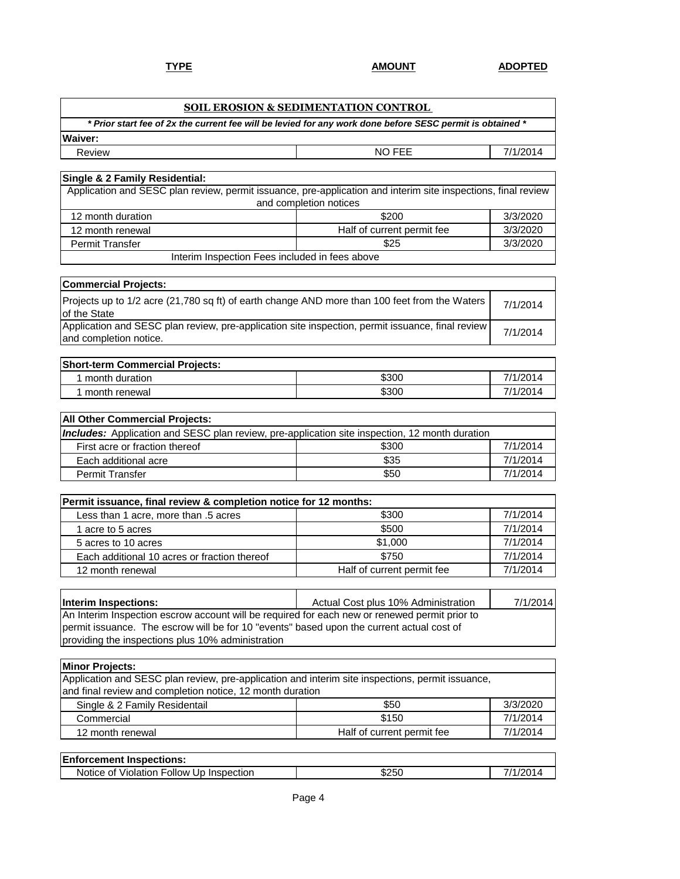| TYPE | AMOUNT | ADOPTED |
|---|---|---|

## SOIL EROSION & SEDIMENTATION CONTROL

***Prior start fee of 2x the current fee will be levied for any work done before SESC permit is obtained***

| **Waiver:** | | |
|---|---|---|
| Review | NO FEE | 7/1/2014 |

| **Single & 2 Family Residential:** | | |
|---|---|---|
| Application and SESC plan review, permit issuance, pre-application and interim site inspections, final review and completion notices | | |
| 12 month duration | $200 | 3/3/2020 |
| 12 month renewal | Half of current permit fee | 3/3/2020 |
| Permit Transfer | $25 | 3/3/2020 |
| Interim Inspection Fees included in fees above | | |

| **Commercial Projects:** | |
|---|---|
| Projects up to 1/2 acre (21,780 sq ft) of earth change AND more than 100 feet from the Waters of the State | 7/1/2014 |
| Application and SESC plan review, pre-application site inspection, permit issuance, final review and completion notice. | 7/1/2014 |

| **Short-term Commercial Projects:** | | |
|---|---|---|
| 1 month duration | $300 | 7/1/2014 |
| 1 month renewal | $300 | 7/1/2014 |

| **All Other Commercial Projects:** | | |
|---|---|---|
| ***Includes:*** Application and SESC plan review, pre-application site inspection, 12 month duration | | |
| First acre or fraction thereof | $300 | 7/1/2014 |
| Each additional acre | $35 | 7/1/2014 |
| Permit Transfer | $50 | 7/1/2014 |

| **Permit issuance, final review & completion notice for 12 months:** | | |
|---|---|---|
| Less than 1 acre, more than .5 acres | $300 | 7/1/2014 |
| 1 acre to 5 acres | $500 | 7/1/2014 |
| 5 acres to 10 acres | $1,000 | 7/1/2014 |
| Each additional 10 acres or fraction thereof | $750 | 7/1/2014 |
| 12 month renewal | Half of current permit fee | 7/1/2014 |

| **Interim Inspections:** | Actual Cost plus 10% Administration | 7/1/2014 |
|---|---|---|
| An Interim Inspection escrow account will be required for each new or renewed permit prior to permit issuance. The escrow will be for 10 "events" based upon the current actual cost of providing the inspections plus 10% administration | | |

| **Minor Projects:** | | |
|---|---|---|
| Application and SESC plan review, pre-application and interim site inspections, permit issuance, and final review and completion notice, 12 month duration | | |
| Single & 2 Family Residentail | $50 | 3/3/2020 |
| Commercial | $150 | 7/1/2014 |
| 12 month renewal | Half of current permit fee | 7/1/2014 |

| **Enforcement Inspections:** | | |
|---|---|---|
| Notice of Violation Follow Up Inspection | $250 | 7/1/2014 |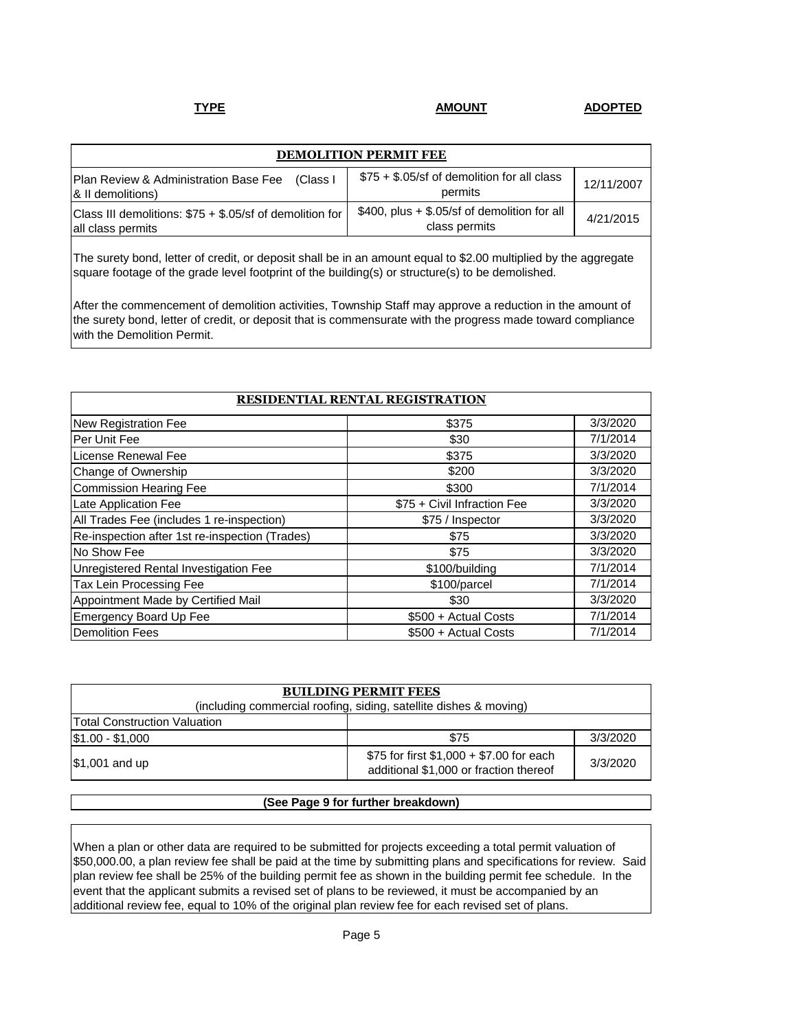| TYPE | AMOUNT | ADOPTED |
|---|---|---|

| DEMOLITION PERMIT FEE | | |
|---|---|---|
| Plan Review & Administration Base Fee (Class I & II demolitions) | $75 + $.05/sf of demolition for all class permits | 12/11/2007 |
| Class III demolitions: $75 + $.05/sf of demolition for all class permits | $400, plus + $.05/sf of demolition for all class permits | 4/21/2015 |

The surety bond, letter of credit, or deposit shall be in an amount equal to $2.00 multiplied by the aggregate square footage of the grade level footprint of the building(s) or structure(s) to be demolished.

After the commencement of demolition activities, Township Staff may approve a reduction in the amount of the surety bond, letter of credit, or deposit that is commensurate with the progress made toward compliance with the Demolition Permit.

| RESIDENTIAL RENTAL REGISTRATION | | |
|---|---|---|
| New Registration Fee | $375 | 3/3/2020 |
| Per Unit Fee | $30 | 7/1/2014 |
| License Renewal Fee | $375 | 3/3/2020 |
| Change of Ownership | $200 | 3/3/2020 |
| Commission Hearing Fee | $300 | 7/1/2014 |
| Late Application Fee | $75 + Civil Infraction Fee | 3/3/2020 |
| All Trades Fee (includes 1 re-inspection) | $75 / Inspector | 3/3/2020 |
| Re-inspection after 1st re-inspection (Trades) | $75 | 3/3/2020 |
| No Show Fee | $75 | 3/3/2020 |
| Unregistered Rental Investigation Fee | $100/building | 7/1/2014 |
| Tax Lein Processing Fee | $100/parcel | 7/1/2014 |
| Appointment Made by Certified Mail | $30 | 3/3/2020 |
| Emergency Board Up Fee | $500 + Actual Costs | 7/1/2014 |
| Demolition Fees | $500 + Actual Costs | 7/1/2014 |

| BUILDING PERMIT FEES (including commercial roofing, siding, satellite dishes & moving) | | |
|---|---|---|
| Total Construction Valuation | | |
| $1.00 - $1,000 | $75 | 3/3/2020 |
| $1,001 and up | $75 for first $1,000 + $7.00 for each additional $1,000 or fraction thereof | 3/3/2020 |

**(See Page 9 for further breakdown)**

When a plan or other data are required to be submitted for projects exceeding a total permit valuation of $50,000.00, a plan review fee shall be paid at the time by submitting plans and specifications for review. Said plan review fee shall be 25% of the building permit fee as shown in the building permit fee schedule. In the event that the applicant submits a revised set of plans to be reviewed, it must be accompanied by an additional review fee, equal to 10% of the original plan review fee for each revised set of plans.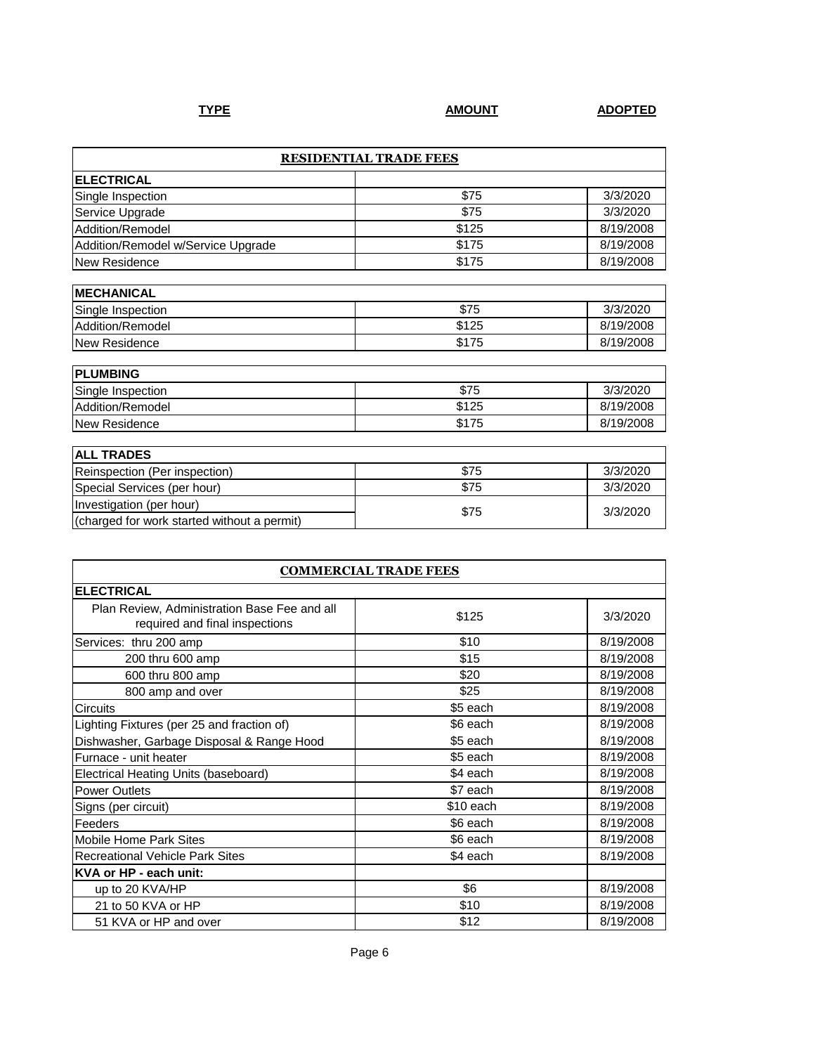| TYPE | AMOUNT | ADOPTED |
|---|---|---|

## RESIDENTIAL TRADE FEES

| ELECTRICAL | | |
|---|---|---|
| Single Inspection | $75 | 3/3/2020 |
| Service Upgrade | $75 | 3/3/2020 |
| Addition/Remodel | $125 | 8/19/2008 |
| Addition/Remodel w/Service Upgrade | $175 | 8/19/2008 |
| New Residence | $175 | 8/19/2008 |

| MECHANICAL | | |
|---|---|---|
| Single Inspection | $75 | 3/3/2020 |
| Addition/Remodel | $125 | 8/19/2008 |
| New Residence | $175 | 8/19/2008 |

| PLUMBING | | |
|---|---|---|
| Single Inspection | $75 | 3/3/2020 |
| Addition/Remodel | $125 | 8/19/2008 |
| New Residence | $175 | 8/19/2008 |

| ALL TRADES | | |
|---|---|---|
| Reinspection (Per inspection) | $75 | 3/3/2020 |
| Special Services (per hour) | $75 | 3/3/2020 |
| Investigation (per hour) (charged for work started without a permit) | $75 | 3/3/2020 |

## COMMERCIAL TRADE FEES

| ELECTRICAL | | |
|---|---|---|
| Plan Review, Administration Base Fee and all required and final inspections | $125 | 3/3/2020 |
| Services: thru 200 amp | $10 | 8/19/2008 |
| 200 thru 600 amp | $15 | 8/19/2008 |
| 600 thru 800 amp | $20 | 8/19/2008 |
| 800 amp and over | $25 | 8/19/2008 |
| Circuits | $5 each | 8/19/2008 |
| Lighting Fixtures (per 25 and fraction of) | $6 each | 8/19/2008 |
| Dishwasher, Garbage Disposal & Range Hood | $5 each | 8/19/2008 |
| Furnace - unit heater | $5 each | 8/19/2008 |
| Electrical Heating Units (baseboard) | $4 each | 8/19/2008 |
| Power Outlets | $7 each | 8/19/2008 |
| Signs (per circuit) | $10 each | 8/19/2008 |
| Feeders | $6 each | 8/19/2008 |
| Mobile Home Park Sites | $6 each | 8/19/2008 |
| Recreational Vehicle Park Sites | $4 each | 8/19/2008 |
| **KVA or HP - each unit:** | | |
| up to 20 KVA/HP | $6 | 8/19/2008 |
| 21 to 50 KVA or HP | $10 | 8/19/2008 |
| 51 KVA or HP and over | $12 | 8/19/2008 |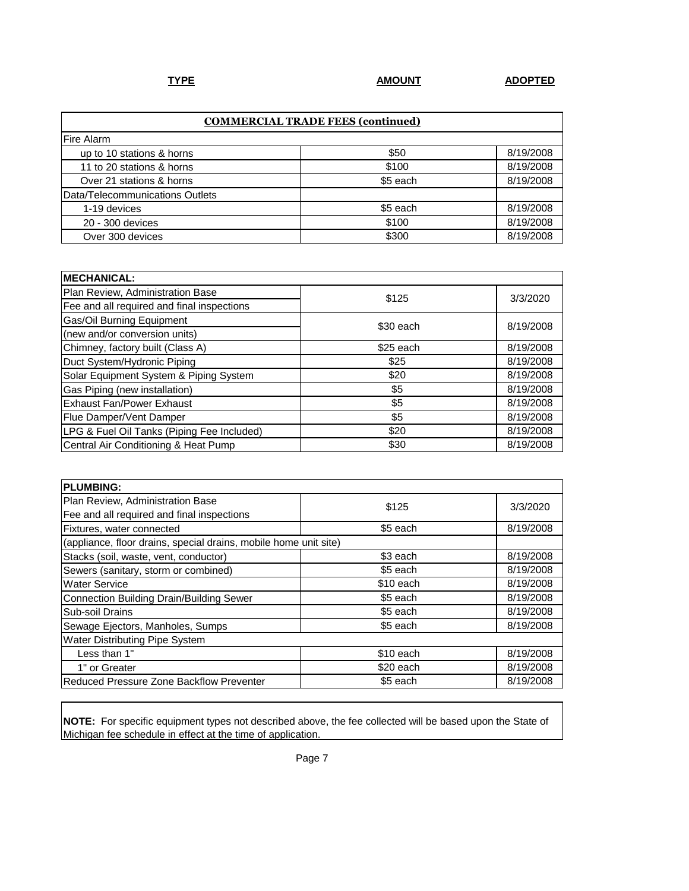| TYPE | AMOUNT | ADOPTED |
|---|---|---|

| COMMERCIAL TRADE FEES (continued) | | |
|---|---|---|
| Fire Alarm | | |
| up to 10 stations & horns | $50 | 8/19/2008 |
| 11 to 20 stations & horns | $100 | 8/19/2008 |
| Over 21 stations & horns | $5 each | 8/19/2008 |
| Data/Telecommunications Outlets | | |
| 1-19 devices | $5 each | 8/19/2008 |
| 20 - 300 devices | $100 | 8/19/2008 |
| Over 300 devices | $300 | 8/19/2008 |

| MECHANICAL: | | |
|---|---|---|
| Plan Review, Administration Base Fee and all required and final inspections | $125 | 3/3/2020 |
| Gas/Oil Burning Equipment (new and/or conversion units) | $30 each | 8/19/2008 |
| Chimney, factory built (Class A) | $25 each | 8/19/2008 |
| Duct System/Hydronic Piping | $25 | 8/19/2008 |
| Solar Equipment System & Piping System | $20 | 8/19/2008 |
| Gas Piping (new installation) | $5 | 8/19/2008 |
| Exhaust Fan/Power Exhaust | $5 | 8/19/2008 |
| Flue Damper/Vent Damper | $5 | 8/19/2008 |
| LPG & Fuel Oil Tanks (Piping Fee Included) | $20 | 8/19/2008 |
| Central Air Conditioning & Heat Pump | $30 | 8/19/2008 |

| PLUMBING: | | |
|---|---|---|
| Plan Review, Administration Base Fee and all required and final inspections | $125 | 3/3/2020 |
| Fixtures, water connected | $5 each | 8/19/2008 |
| (appliance, floor drains, special drains, mobile home unit site) | | |
| Stacks (soil, waste, vent, conductor) | $3 each | 8/19/2008 |
| Sewers (sanitary, storm or combined) | $5 each | 8/19/2008 |
| Water Service | $10 each | 8/19/2008 |
| Connection Building Drain/Building Sewer | $5 each | 8/19/2008 |
| Sub-soil Drains | $5 each | 8/19/2008 |
| Sewage Ejectors, Manholes, Sumps | $5 each | 8/19/2008 |
| Water Distributing Pipe System | | |
| Less than 1" | $10 each | 8/19/2008 |
| 1" or Greater | $20 each | 8/19/2008 |
| Reduced Pressure Zone Backflow Preventer | $5 each | 8/19/2008 |

**NOTE:** For specific equipment types not described above, the fee collected will be based upon the State of Michigan fee schedule in effect at the time of application.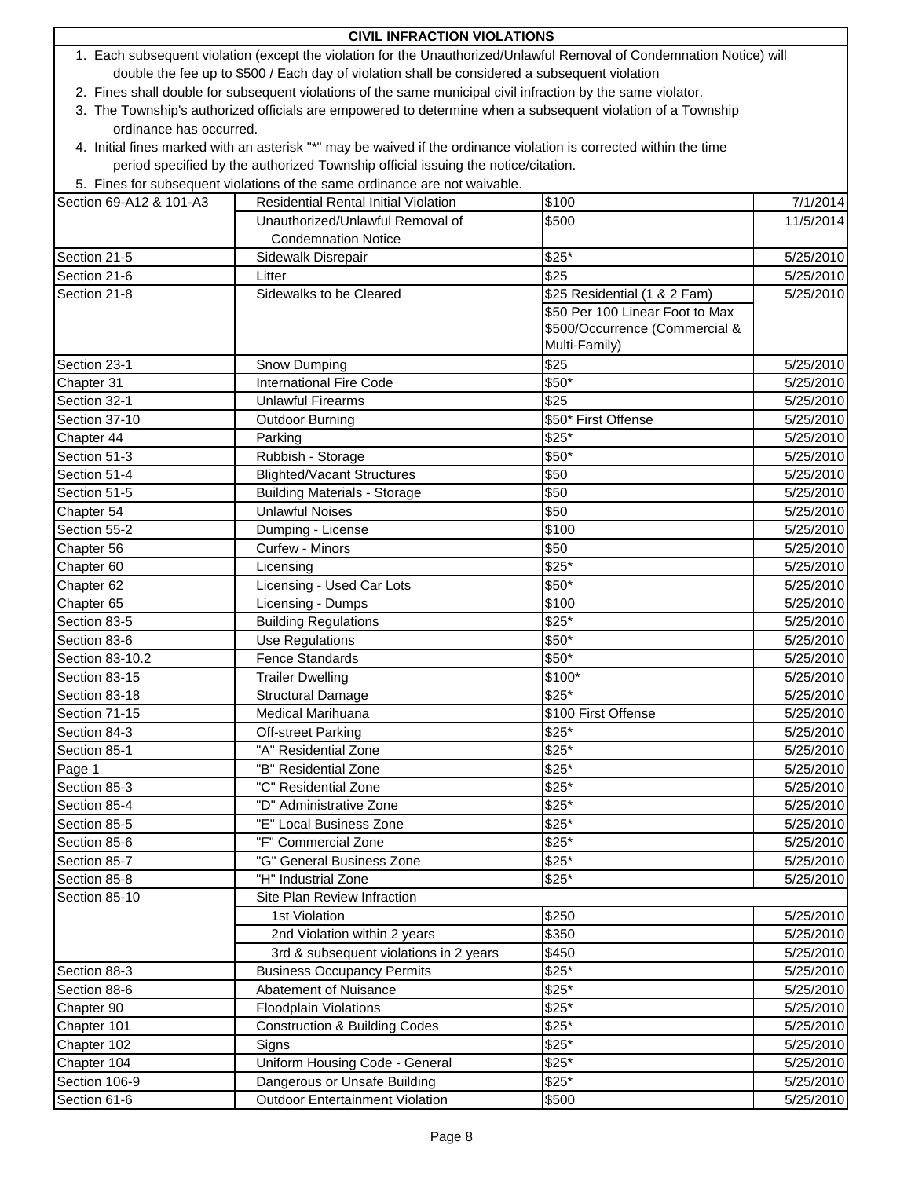## CIVIL INFRACTION VIOLATIONS

1. Each subsequent violation (except the violation for the Unauthorized/Unlawful Removal of Condemnation Notice) will double the fee up to $500 / Each day of violation shall be considered a subsequent violation
2. Fines shall double for subsequent violations of the same municipal civil infraction by the same violator.
3. The Township's authorized officials are empowered to determine when a subsequent violation of a Township ordinance has occurred.
4. Initial fines marked with an asterisk "*" may be waived if the ordinance violation is corrected within the time period specified by the authorized Township official issuing the notice/citation.
5. Fines for subsequent violations of the same ordinance are not waivable.

| | | | |
|---|---|---|---|
| Section 69-A12 & 101-A3 | Residential Rental Initial Violation | $100 | 7/1/2014 |
| | Unauthorized/Unlawful Removal of Condemnation Notice | $500 | 11/5/2014 |
| Section 21-5 | Sidewalk Disrepair | $25* | 5/25/2010 |
| Section 21-6 | Litter | $25 | 5/25/2010 |
| Section 21-8 | Sidewalks to be Cleared | $25 Residential (1 & 2 Fam) | 5/25/2010 |
| | | $50 Per 100 Linear Foot to Max $500/Occurrence (Commercial & Multi-Family) | |
| Section 23-1 | Snow Dumping | $25 | 5/25/2010 |
| Chapter 31 | International Fire Code | $50* | 5/25/2010 |
| Section 32-1 | Unlawful Firearms | $25 | 5/25/2010 |
| Section 37-10 | Outdoor Burning | $50* First Offense | 5/25/2010 |
| Chapter 44 | Parking | $25* | 5/25/2010 |
| Section 51-3 | Rubbish - Storage | $50* | 5/25/2010 |
| Section 51-4 | Blighted/Vacant Structures | $50 | 5/25/2010 |
| Section 51-5 | Building Materials - Storage | $50 | 5/25/2010 |
| Chapter 54 | Unlawful Noises | $50 | 5/25/2010 |
| Section 55-2 | Dumping - License | $100 | 5/25/2010 |
| Chapter 56 | Curfew - Minors | $50 | 5/25/2010 |
| Chapter 60 | Licensing | $25* | 5/25/2010 |
| Chapter 62 | Licensing - Used Car Lots | $50* | 5/25/2010 |
| Chapter 65 | Licensing - Dumps | $100 | 5/25/2010 |
| Section 83-5 | Building Regulations | $25* | 5/25/2010 |
| Section 83-6 | Use Regulations | $50* | 5/25/2010 |
| Section 83-10.2 | Fence Standards | $50* | 5/25/2010 |
| Section 83-15 | Trailer Dwelling | $100* | 5/25/2010 |
| Section 83-18 | Structural Damage | $25* | 5/25/2010 |
| Section 71-15 | Medical Marihuana | $100 First Offense | 5/25/2010 |
| Section 84-3 | Off-street Parking | $25* | 5/25/2010 |
| Section 85-1 | "A" Residential Zone | $25* | 5/25/2010 |
| Page 1 | "B" Residential Zone | $25* | 5/25/2010 |
| Section 85-3 | "C" Residential Zone | $25* | 5/25/2010 |
| Section 85-4 | "D" Administrative Zone | $25* | 5/25/2010 |
| Section 85-5 | "E" Local Business Zone | $25* | 5/25/2010 |
| Section 85-6 | "F" Commercial Zone | $25* | 5/25/2010 |
| Section 85-7 | "G" General Business Zone | $25* | 5/25/2010 |
| Section 85-8 | "H" Industrial Zone | $25* | 5/25/2010 |
| Section 85-10 | Site Plan Review Infraction | | |
| | 1st Violation | $250 | 5/25/2010 |
| | 2nd Violation within 2 years | $350 | 5/25/2010 |
| | 3rd & subsequent violations in 2 years | $450 | 5/25/2010 |
| Section 88-3 | Business Occupancy Permits | $25* | 5/25/2010 |
| Section 88-6 | Abatement of Nuisance | $25* | 5/25/2010 |
| Chapter 90 | Floodplain Violations | $25* | 5/25/2010 |
| Chapter 101 | Construction & Building Codes | $25* | 5/25/2010 |
| Chapter 102 | Signs | $25* | 5/25/2010 |
| Chapter 104 | Uniform Housing Code - General | $25* | 5/25/2010 |
| Section 106-9 | Dangerous or Unsafe Building | $25* | 5/25/2010 |
| Section 61-6 | Outdoor Entertainment Violation | $500 | 5/25/2010 |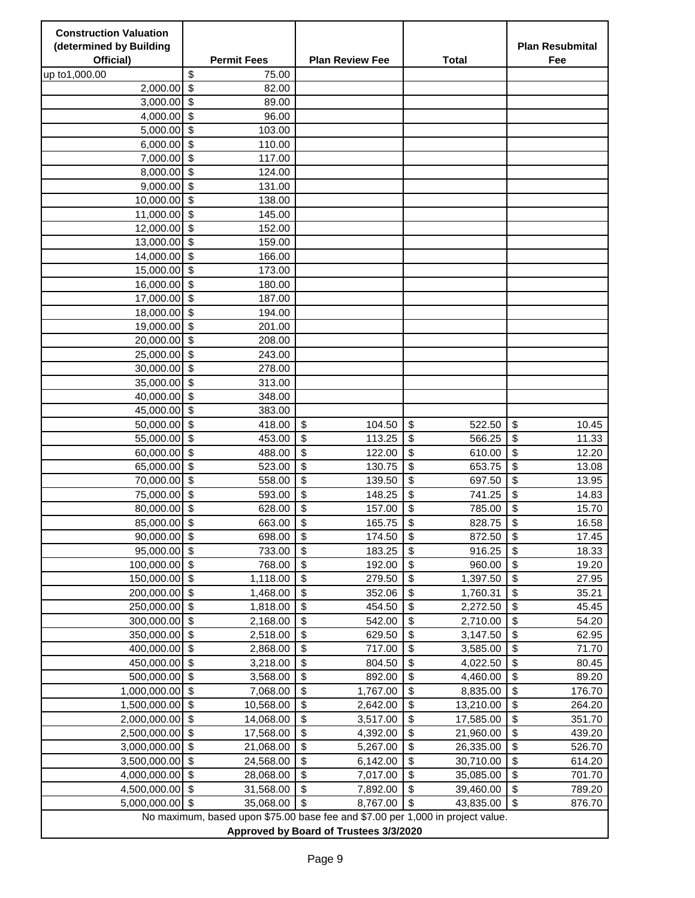| Construction Valuation (determined by Building Official) | Permit Fees | Plan Review Fee | Total | Plan Resubmital Fee |
|---|---|---|---|---|
| up to1,000.00 | $ 75.00 | | | |
| 2,000.00 | $ 82.00 | | | |
| 3,000.00 | $ 89.00 | | | |
| 4,000.00 | $ 96.00 | | | |
| 5,000.00 | $ 103.00 | | | |
| 6,000.00 | $ 110.00 | | | |
| 7,000.00 | $ 117.00 | | | |
| 8,000.00 | $ 124.00 | | | |
| 9,000.00 | $ 131.00 | | | |
| 10,000.00 | $ 138.00 | | | |
| 11,000.00 | $ 145.00 | | | |
| 12,000.00 | $ 152.00 | | | |
| 13,000.00 | $ 159.00 | | | |
| 14,000.00 | $ 166.00 | | | |
| 15,000.00 | $ 173.00 | | | |
| 16,000.00 | $ 180.00 | | | |
| 17,000.00 | $ 187.00 | | | |
| 18,000.00 | $ 194.00 | | | |
| 19,000.00 | $ 201.00 | | | |
| 20,000.00 | $ 208.00 | | | |
| 25,000.00 | $ 243.00 | | | |
| 30,000.00 | $ 278.00 | | | |
| 35,000.00 | $ 313.00 | | | |
| 40,000.00 | $ 348.00 | | | |
| 45,000.00 | $ 383.00 | | | |
| 50,000.00 | $ 418.00 | $ 104.50 | $ 522.50 | $ 10.45 |
| 55,000.00 | $ 453.00 | $ 113.25 | $ 566.25 | $ 11.33 |
| 60,000.00 | $ 488.00 | $ 122.00 | $ 610.00 | $ 12.20 |
| 65,000.00 | $ 523.00 | $ 130.75 | $ 653.75 | $ 13.08 |
| 70,000.00 | $ 558.00 | $ 139.50 | $ 697.50 | $ 13.95 |
| 75,000.00 | $ 593.00 | $ 148.25 | $ 741.25 | $ 14.83 |
| 80,000.00 | $ 628.00 | $ 157.00 | $ 785.00 | $ 15.70 |
| 85,000.00 | $ 663.00 | $ 165.75 | $ 828.75 | $ 16.58 |
| 90,000.00 | $ 698.00 | $ 174.50 | $ 872.50 | $ 17.45 |
| 95,000.00 | $ 733.00 | $ 183.25 | $ 916.25 | $ 18.33 |
| 100,000.00 | $ 768.00 | $ 192.00 | $ 960.00 | $ 19.20 |
| 150,000.00 | $ 1,118.00 | $ 279.50 | $ 1,397.50 | $ 27.95 |
| 200,000.00 | $ 1,468.00 | $ 352.06 | $ 1,760.31 | $ 35.21 |
| 250,000.00 | $ 1,818.00 | $ 454.50 | $ 2,272.50 | $ 45.45 |
| 300,000.00 | $ 2,168.00 | $ 542.00 | $ 2,710.00 | $ 54.20 |
| 350,000.00 | $ 2,518.00 | $ 629.50 | $ 3,147.50 | $ 62.95 |
| 400,000.00 | $ 2,868.00 | $ 717.00 | $ 3,585.00 | $ 71.70 |
| 450,000.00 | $ 3,218.00 | $ 804.50 | $ 4,022.50 | $ 80.45 |
| 500,000.00 | $ 3,568.00 | $ 892.00 | $ 4,460.00 | $ 89.20 |
| 1,000,000.00 | $ 7,068.00 | $ 1,767.00 | $ 8,835.00 | $ 176.70 |
| 1,500,000.00 | $ 10,568.00 | $ 2,642.00 | $ 13,210.00 | $ 264.20 |
| 2,000,000.00 | $ 14,068.00 | $ 3,517.00 | $ 17,585.00 | $ 351.70 |
| 2,500,000.00 | $ 17,568.00 | $ 4,392.00 | $ 21,960.00 | $ 439.20 |
| 3,000,000.00 | $ 21,068.00 | $ 5,267.00 | $ 26,335.00 | $ 526.70 |
| 3,500,000.00 | $ 24,568.00 | $ 6,142.00 | $ 30,710.00 | $ 614.20 |
| 4,000,000.00 | $ 28,068.00 | $ 7,017.00 | $ 35,085.00 | $ 701.70 |
| 4,500,000.00 | $ 31,568.00 | $ 7,892.00 | $ 39,460.00 | $ 789.20 |
| 5,000,000.00 | $ 35,068.00 | $ 8,767.00 | $ 43,835.00 | $ 876.70 |

No maximum, based upon $75.00 base fee and $7.00 per 1,000 in project value.

**Approved by Board of Trustees 3/3/2020**